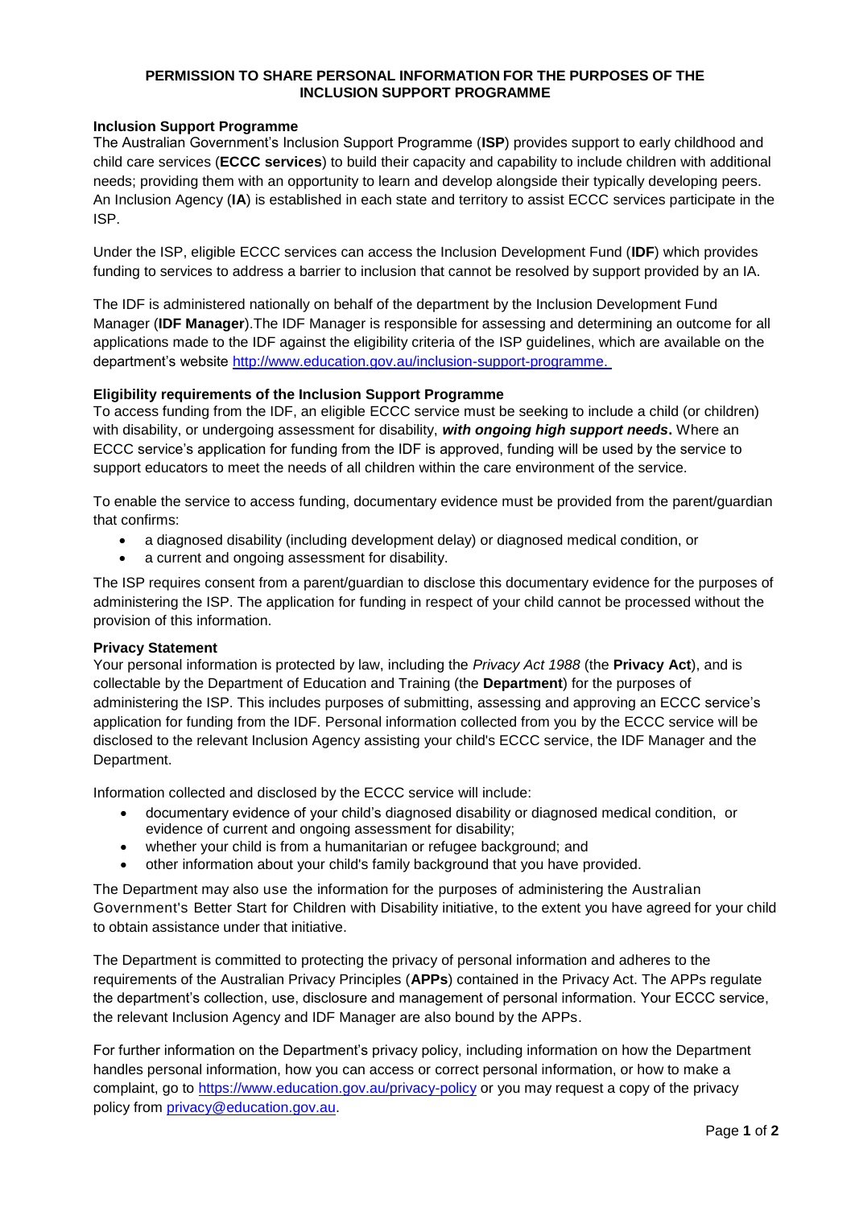# PERMISSION TO SHARE PERSONAL INFORMATION FOR THE PURPOSES OF THE INCLUSION SUPPORT PROGRAMME

**Inclusion Support Programme**

The Australian Government's Inclusion Support Programme (**ISP**) provides support to early childhood and child care services (**ECCC services**) to build their capacity and capability to include children with additional needs; providing them with an opportunity to learn and develop alongside their typically developing peers. An Inclusion Agency (**IA**) is established in each state and territory to assist ECCC services participate in the ISP.

Under the ISP, eligible ECCC services can access the Inclusion Development Fund (**IDF**) which provides funding to services to address a barrier to inclusion that cannot be resolved by support provided by an IA.

The IDF is administered nationally on behalf of the department by the Inclusion Development Fund Manager (**IDF Manager**).The IDF Manager is responsible for assessing and determining an outcome for all applications made to the IDF against the eligibility criteria of the ISP guidelines, which are available on the department's website http://www.education.gov.au/inclusion-support-programme.

**Eligibility requirements of the Inclusion Support Programme**

To access funding from the IDF, an eligible ECCC service must be seeking to include a child (or children) with disability, or undergoing assessment for disability, ***with ongoing high support needs*.** Where an ECCC service's application for funding from the IDF is approved, funding will be used by the service to support educators to meet the needs of all children within the care environment of the service.

To enable the service to access funding, documentary evidence must be provided from the parent/guardian that confirms:

- a diagnosed disability (including development delay) or diagnosed medical condition, or
- a current and ongoing assessment for disability.

The ISP requires consent from a parent/guardian to disclose this documentary evidence for the purposes of administering the ISP. The application for funding in respect of your child cannot be processed without the provision of this information.

**Privacy Statement**

Your personal information is protected by law, including the *Privacy Act 1988* (the **Privacy Act**), and is collectable by the Department of Education and Training (the **Department**) for the purposes of administering the ISP. This includes purposes of submitting, assessing and approving an ECCC service's application for funding from the IDF. Personal information collected from you by the ECCC service will be disclosed to the relevant Inclusion Agency assisting your child's ECCC service, the IDF Manager and the Department.

Information collected and disclosed by the ECCC service will include:

- documentary evidence of your child's diagnosed disability or diagnosed medical condition, or evidence of current and ongoing assessment for disability;
- whether your child is from a humanitarian or refugee background; and
- other information about your child's family background that you have provided.

The Department may also use the information for the purposes of administering the Australian Government's Better Start for Children with Disability initiative, to the extent you have agreed for your child to obtain assistance under that initiative.

The Department is committed to protecting the privacy of personal information and adheres to the requirements of the Australian Privacy Principles (**APPs**) contained in the Privacy Act. The APPs regulate the department's collection, use, disclosure and management of personal information. Your ECCC service, the relevant Inclusion Agency and IDF Manager are also bound by the APPs.

For further information on the Department's privacy policy, including information on how the Department handles personal information, how you can access or correct personal information, or how to make a complaint, go to https://www.education.gov.au/privacy-policy or you may request a copy of the privacy policy from privacy@education.gov.au.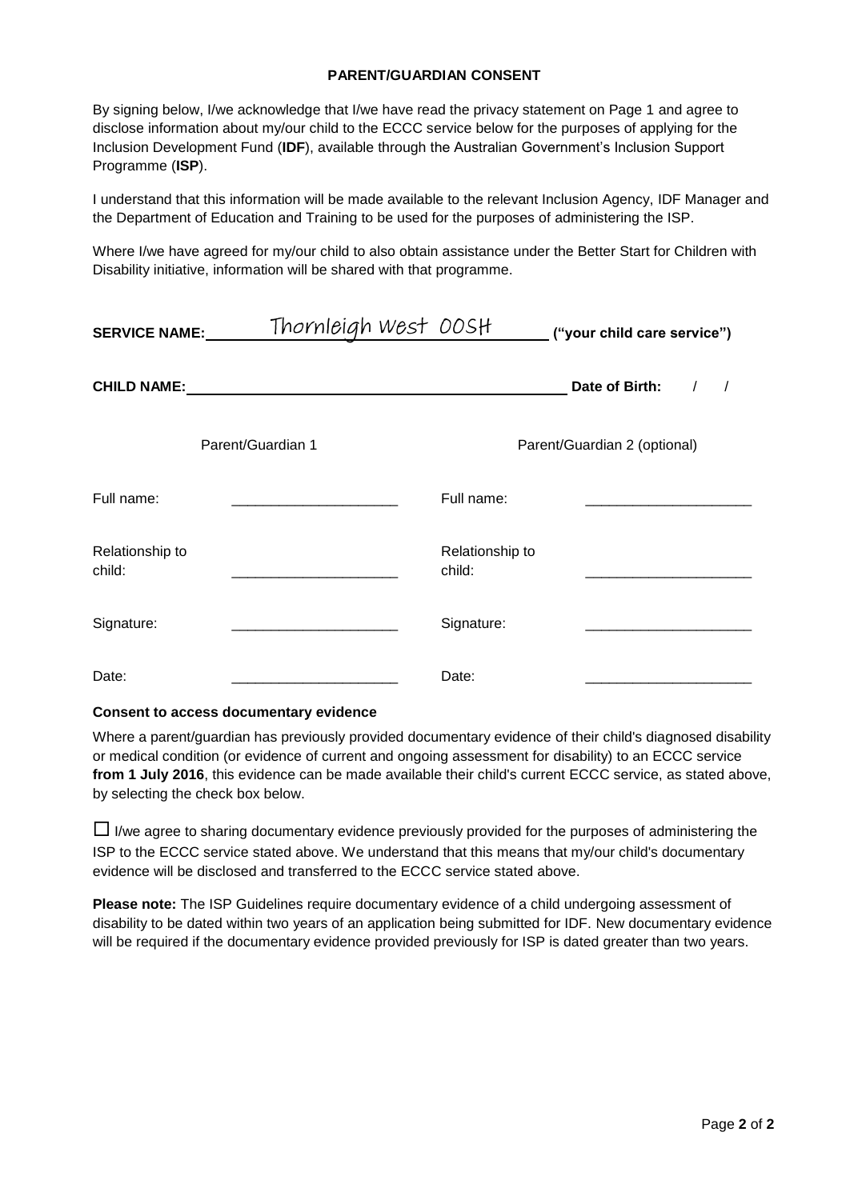**PARENT/GUARDIAN CONSENT**

By signing below, I/we acknowledge that I/we have read the privacy statement on Page 1 and agree to disclose information about my/our child to the ECCC service below for the purposes of applying for the Inclusion Development Fund (**IDF**), available through the Australian Government's Inclusion Support Programme (**ISP**).

I understand that this information will be made available to the relevant Inclusion Agency, IDF Manager and the Department of Education and Training to be used for the purposes of administering the ISP.

Where I/we have agreed for my/our child to also obtain assistance under the Better Start for Children with Disability initiative, information will be shared with that programme.

**SERVICE NAME:** Thornleigh West OOSH **("your child care service")**

**CHILD NAME:** ______________________________ **Date of Birth:** / /

| | Parent/Guardian 1 | | Parent/Guardian 2 (optional) |
|---|---|---|---|
| Full name: | _____________________ | Full name: | _____________________ |
| Relationship to child: | _____________________ | Relationship to child: | _____________________ |
| Signature: | _____________________ | Signature: | _____________________ |
| Date: | _____________________ | Date: | _____________________ |

**Consent to access documentary evidence**

Where a parent/guardian has previously provided documentary evidence of their child's diagnosed disability or medical condition (or evidence of current and ongoing assessment for disability) to an ECCC service **from 1 July 2016**, this evidence can be made available their child's current ECCC service, as stated above, by selecting the check box below.

☐ I/we agree to sharing documentary evidence previously provided for the purposes of administering the ISP to the ECCC service stated above. We understand that this means that my/our child's documentary evidence will be disclosed and transferred to the ECCC service stated above.

**Please note:** The ISP Guidelines require documentary evidence of a child undergoing assessment of disability to be dated within two years of an application being submitted for IDF. New documentary evidence will be required if the documentary evidence provided previously for ISP is dated greater than two years.